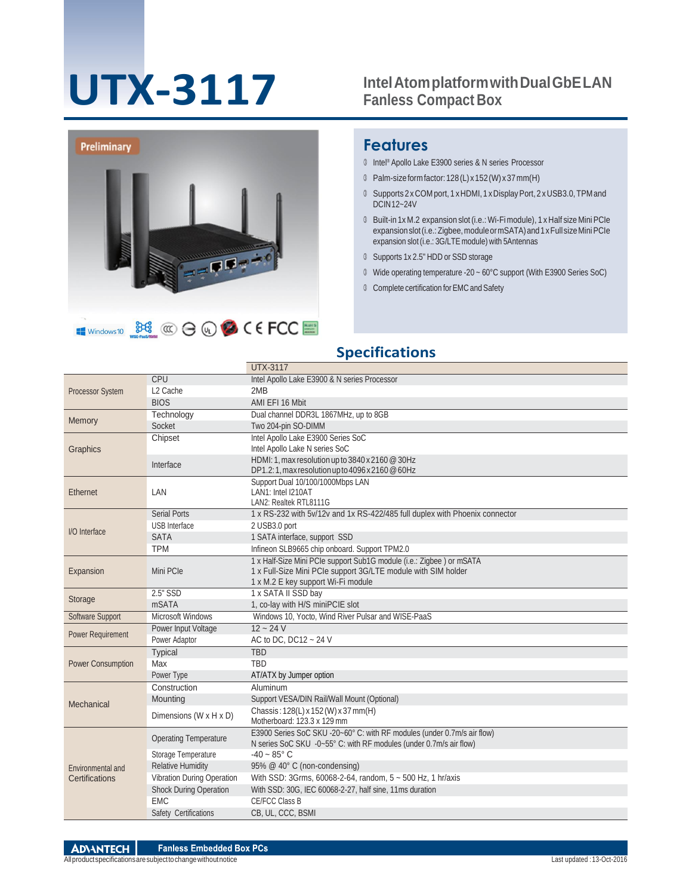# UTX-3117

## Intel Atom platform with Dual GbE LAN Fanless Compact Box

Preliminary

Windows 10

## Features

- Intel® Apollo Lake E3900 series & N series Processor
- Palm-size form factor: 128 (L) x 152 (W) x 37 mm(H)
- Supports 2 x COM port, 1 x HDMI, 1 x Display Port, 2 x USB3.0, TPM and DCIN 12~24V
- Built-in 1x M.2 expansion slot (i.e.: Wi-Fi module), 1 x Half size Mini PCIe expansion slot (i.e.: Zigbee, module or mSATA) and 1 x Full size Mini PCIe expansion slot (i.e.: 3G/LTE module) with 5Antennas
- Supports 1x 2.5" HDD or SSD storage
- Wide operating temperature -20 ~ 60°C support (With E3900 Series SoC)
- Complete certification for EMC and Safety

## Specifications

| | | UTX-3117 |
|---|---|---|
| Processor System | CPU | Intel Apollo Lake E3900 & N series Processor |
| | L2 Cache | 2MB |
| | BIOS | AMI EFI 16 Mbit |
| Memory | Technology | Dual channel DDR3L 1867MHz, up to 8GB |
| | Socket | Two 204-pin SO-DIMM |
| Graphics | Chipset | Intel Apollo Lake E3900 Series SoC<br>Intel Apollo Lake N series SoC |
| | Interface | HDMI: 1, max resolution up to 3840 x 2160 @ 30Hz<br>DP1.2: 1, max resolution up to 4096 x 2160 @ 60Hz |
| Ethernet | LAN | Support Dual 10/100/1000Mbps LAN<br>LAN1: Intel I210AT<br>LAN2: Realtek RTL8111G |
| I/O Interface | Serial Ports | 1 x RS-232 with 5v/12v and 1x RS-422/485 full duplex with Phoenix connector |
| | USB Interface | 2 USB3.0 port |
| | SATA | 1 SATA interface, support SSD |
| | TPM | Infineon SLB9665 chip onboard. Support TPM2.0 |
| Expansion | Mini PCIe | 1 x Half-Size Mini PCIe support Sub1G module (i.e.: Zigbee ) or mSATA<br>1 x Full-Size Mini PCIe support 3G/LTE module with SIM holder<br>1 x M.2 E key support Wi-Fi module |
| Storage | 2.5" SSD | 1 x SATA II SSD bay |
| | mSATA | 1, co-lay with H/S miniPCIE slot |
| Software Support | Microsoft Windows | Windows 10, Yocto, Wind River Pulsar and WISE-PaaS |
| Power Requirement | Power Input Voltage | 12 ~ 24 V |
| | Power Adaptor | AC to DC, DC12 ~ 24 V |
| Power Consumption | Typical | TBD |
| | Max | TBD |
| | Power Type | AT/ATX by Jumper option |
| Mechanical | Construction | Aluminum |
| | Mounting | Support VESA/DIN Rail/Wall Mount (Optional) |
| | Dimensions (W x H x D) | Chassis : 128(L) x 152 (W) x 37 mm(H)<br>Motherboard: 123.3 x 129 mm |
| Environmental and Certifications | Operating Temperature | E3900 Series SoC SKU -20~60° C: with RF modules (under 0.7m/s air flow)<br>N series SoC SKU -0~55° C: with RF modules (under 0.7m/s air flow) |
| | Storage Temperature | -40 ~ 85° C |
| | Relative Humidity | 95% @ 40° C (non-condensing) |
| | Vibration During Operation | With SSD: 3Grms, 60068-2-64, random, 5 ~ 500 Hz, 1 hr/axis |
| | Shock During Operation | With SSD: 30G, IEC 60068-2-27, half sine, 11ms duration |
| | EMC | CE/FCC Class B |
| | Safety Certifications | CB, UL, CCC, BSMI |

ADVANTECH Fanless Embedded Box PCs

All product specifications are subject to change without notice

Last updated : 13-Oct-2016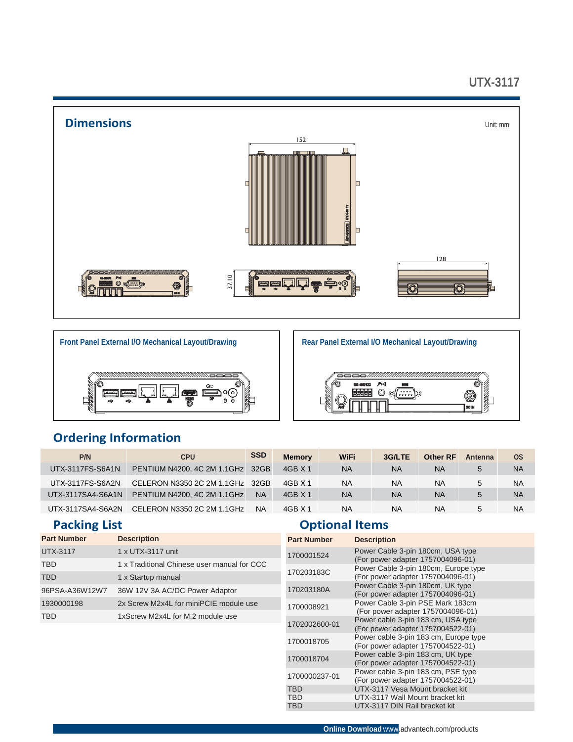## Dimensions

Unit: mm

152

37.10

128

### Front Panel External I/O Mechanical Layout/Drawing

### Rear Panel External I/O Mechanical Layout/Drawing

## Ordering Information

| P/N | CPU | SSD | Memory | WiFi | 3G/LTE | Other RF | Antenna | OS |
|---|---|---|---|---|---|---|---|---|
| UTX-3117FS-S6A1N | PENTIUM N4200, 4C 2M 1.1GHz | 32GB | 4GB X 1 | NA | NA | NA | 5 | NA |
| UTX-3117FS-S6A2N | CELERON N3350 2C 2M 1.1GHz | 32GB | 4GB X 1 | NA | NA | NA | 5 | NA |
| UTX-3117SA4-S6A1N | PENTIUM N4200, 4C 2M 1.1GHz | NA | 4GB X 1 | NA | NA | NA | 5 | NA |
| UTX-3117SA4-S6A2N | CELERON N3350 2C 2M 1.1GHz | NA | 4GB X 1 | NA | NA | NA | 5 | NA |

## Packing List

| Part Number | Description |
|---|---|
| UTX-3117 | 1 x UTX-3117 unit |
| TBD | 1 x Traditional Chinese user manual for CCC |
| TBD | 1 x Startup manual |
| 96PSA-A36W12W7 | 36W 12V 3A AC/DC Power Adaptor |
| 1930000198 | 2x Screw M2x4L for miniPCIE module use |
| TBD | 1xScrew M2x4L for M.2 module use |

## Optional Items

| Part Number | Description |
|---|---|
| 1700001524 | Power Cable 3-pin 180cm, USA type (For power adapter 1757004096-01) |
| 170203183C | Power Cable 3-pin 180cm, Europe type (For power adapter 1757004096-01) |
| 170203180A | Power Cable 3-pin 180cm, UK type (For power adapter 1757004096-01) |
| 1700008921 | Power Cable 3-pin PSE Mark 183cm (For power adapter 1757004096-01) |
| 1702002600-01 | Power cable 3-pin 183 cm, USA type (For power adapter 1757004522-01) |
| 1700018705 | Power cable 3-pin 183 cm, Europe type (For power adapter 1757004522-01) |
| 1700018704 | Power cable 3-pin 183 cm, UK type (For power adapter 1757004522-01) |
| 1700000237-01 | Power cable 3-pin 183 cm, PSE type (For power adapter 1757004522-01) |
| TBD | UTX-3117 Vesa Mount bracket kit |
| TBD | UTX-3117 Wall Mount bracket kit |
| TBD | UTX-3117 DIN Rail bracket kit |

**Online Download** www.advantech.com/products